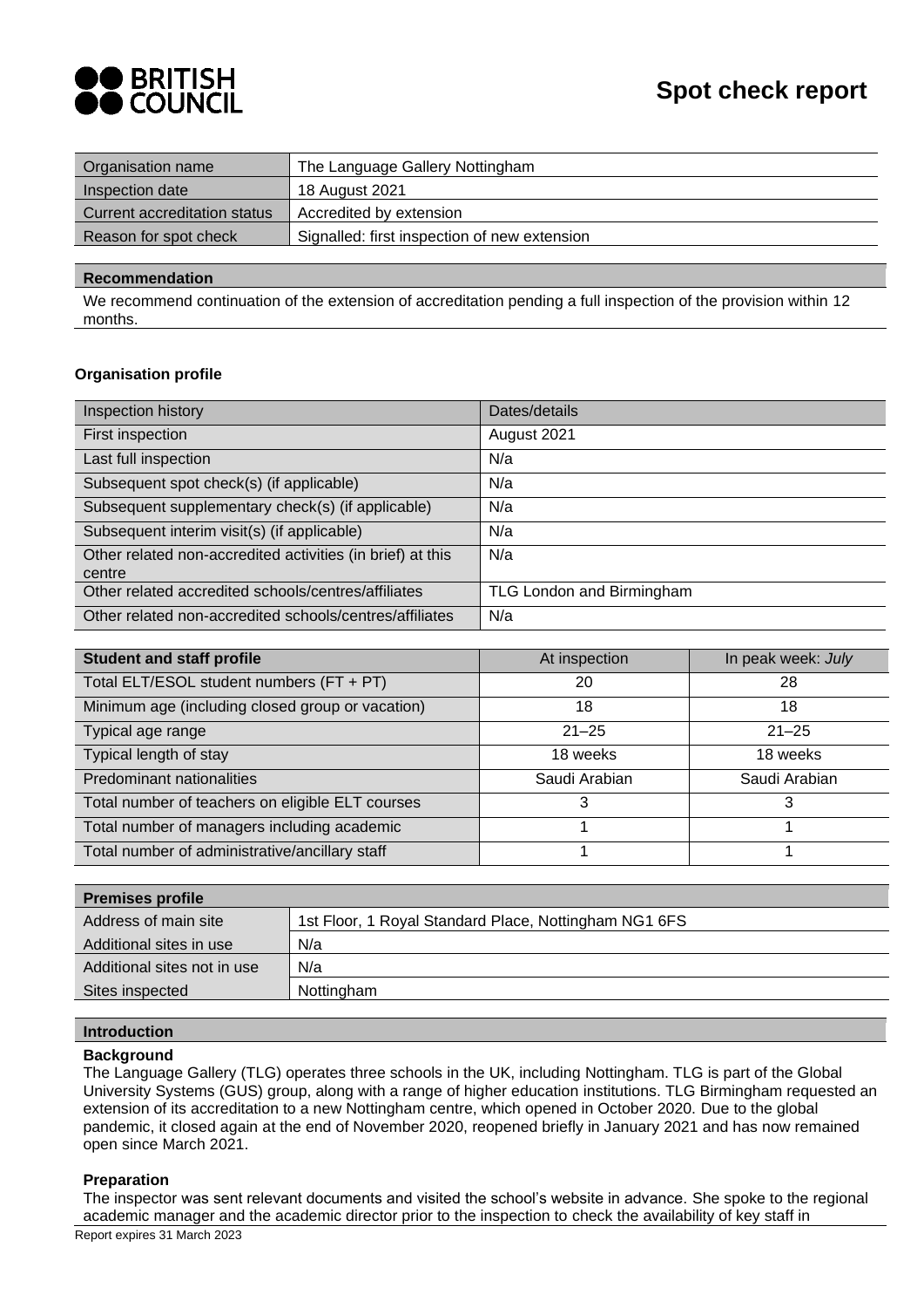# Spot check report

| Organisation name | The Language Gallery Nottingham |
|---|---|
| Inspection date | 18 August 2021 |
| Current accreditation status | Accredited by extension |
| Reason for spot check | Signalled: first inspection of new extension |

| Recommendation |
|---|
| We recommend continuation of the extension of accreditation pending a full inspection of the provision within 12 months. |

**Organisation profile**

| Inspection history | Dates/details |
|---|---|
| First inspection | August 2021 |
| Last full inspection | N/a |
| Subsequent spot check(s) (if applicable) | N/a |
| Subsequent supplementary check(s) (if applicable) | N/a |
| Subsequent interim visit(s) (if applicable) | N/a |
| Other related non-accredited activities (in brief) at this centre | N/a |
| Other related accredited schools/centres/affiliates | TLG London and Birmingham |
| Other related non-accredited schools/centres/affiliates | N/a |

| Student and staff profile | At inspection | In peak week: *July* |
|---|---|---|
| Total ELT/ESOL student numbers (FT + PT) | 20 | 28 |
| Minimum age (including closed group or vacation) | 18 | 18 |
| Typical age range | 21–25 | 21–25 |
| Typical length of stay | 18 weeks | 18 weeks |
| Predominant nationalities | Saudi Arabian | Saudi Arabian |
| Total number of teachers on eligible ELT courses | 3 | 3 |
| Total number of managers including academic | 1 | 1 |
| Total number of administrative/ancillary staff | 1 | 1 |

| Premises profile | |
|---|---|
| Address of main site | 1st Floor, 1 Royal Standard Place, Nottingham NG1 6FS |
| Additional sites in use | N/a |
| Additional sites not in use | N/a |
| Sites inspected | Nottingham |

## Introduction

**Background**

The Language Gallery (TLG) operates three schools in the UK, including Nottingham. TLG is part of the Global University Systems (GUS) group, along with a range of higher education institutions. TLG Birmingham requested an extension of its accreditation to a new Nottingham centre, which opened in October 2020. Due to the global pandemic, it closed again at the end of November 2020, reopened briefly in January 2021 and has now remained open since March 2021.

**Preparation**

The inspector was sent relevant documents and visited the school's website in advance. She spoke to the regional academic manager and the academic director prior to the inspection to check the availability of key staff in

Report expires 31 March 2023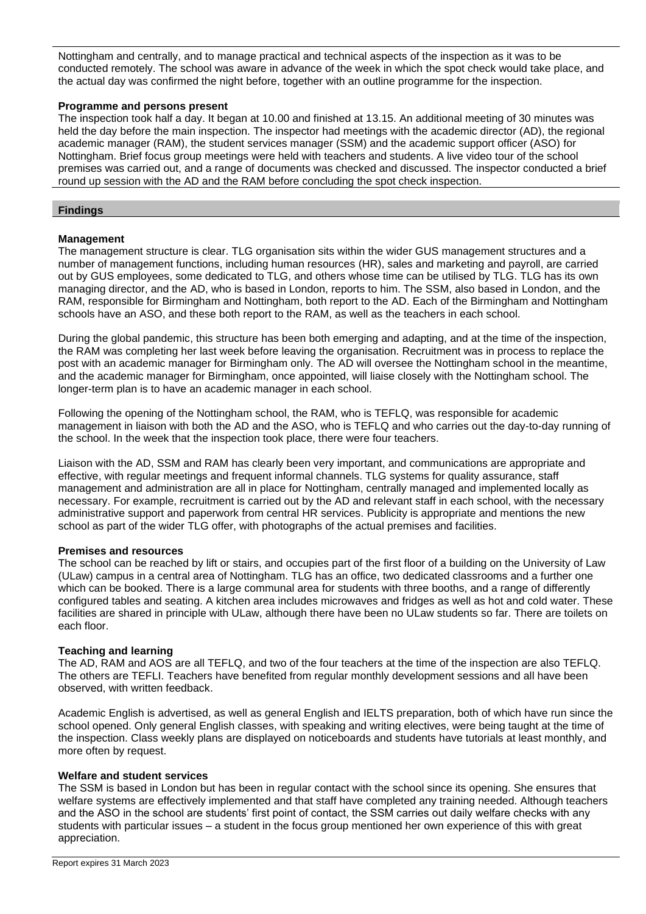Nottingham and centrally, and to manage practical and technical aspects of the inspection as it was to be conducted remotely. The school was aware in advance of the week in which the spot check would take place, and the actual day was confirmed the night before, together with an outline programme for the inspection.

**Programme and persons present**

The inspection took half a day. It began at 10.00 and finished at 13.15. An additional meeting of 30 minutes was held the day before the main inspection. The inspector had meetings with the academic director (AD), the regional academic manager (RAM), the student services manager (SSM) and the academic support officer (ASO) for Nottingham. Brief focus group meetings were held with teachers and students. A live video tour of the school premises was carried out, and a range of documents was checked and discussed. The inspector conducted a brief round up session with the AD and the RAM before concluding the spot check inspection.

## Findings

**Management**

The management structure is clear. TLG organisation sits within the wider GUS management structures and a number of management functions, including human resources (HR), sales and marketing and payroll, are carried out by GUS employees, some dedicated to TLG, and others whose time can be utilised by TLG. TLG has its own managing director, and the AD, who is based in London, reports to him. The SSM, also based in London, and the RAM, responsible for Birmingham and Nottingham, both report to the AD. Each of the Birmingham and Nottingham schools have an ASO, and these both report to the RAM, as well as the teachers in each school.

During the global pandemic, this structure has been both emerging and adapting, and at the time of the inspection, the RAM was completing her last week before leaving the organisation. Recruitment was in process to replace the post with an academic manager for Birmingham only. The AD will oversee the Nottingham school in the meantime, and the academic manager for Birmingham, once appointed, will liaise closely with the Nottingham school. The longer-term plan is to have an academic manager in each school.

Following the opening of the Nottingham school, the RAM, who is TEFLQ, was responsible for academic management in liaison with both the AD and the ASO, who is TEFLQ and who carries out the day-to-day running of the school. In the week that the inspection took place, there were four teachers.

Liaison with the AD, SSM and RAM has clearly been very important, and communications are appropriate and effective, with regular meetings and frequent informal channels. TLG systems for quality assurance, staff management and administration are all in place for Nottingham, centrally managed and implemented locally as necessary. For example, recruitment is carried out by the AD and relevant staff in each school, with the necessary administrative support and paperwork from central HR services. Publicity is appropriate and mentions the new school as part of the wider TLG offer, with photographs of the actual premises and facilities.

**Premises and resources**

The school can be reached by lift or stairs, and occupies part of the first floor of a building on the University of Law (ULaw) campus in a central area of Nottingham. TLG has an office, two dedicated classrooms and a further one which can be booked. There is a large communal area for students with three booths, and a range of differently configured tables and seating. A kitchen area includes microwaves and fridges as well as hot and cold water. These facilities are shared in principle with ULaw, although there have been no ULaw students so far. There are toilets on each floor.

**Teaching and learning**

The AD, RAM and AOS are all TEFLQ, and two of the four teachers at the time of the inspection are also TEFLQ. The others are TEFLI. Teachers have benefited from regular monthly development sessions and all have been observed, with written feedback.

Academic English is advertised, as well as general English and IELTS preparation, both of which have run since the school opened. Only general English classes, with speaking and writing electives, were being taught at the time of the inspection. Class weekly plans are displayed on noticeboards and students have tutorials at least monthly, and more often by request.

**Welfare and student services**

The SSM is based in London but has been in regular contact with the school since its opening. She ensures that welfare systems are effectively implemented and that staff have completed any training needed. Although teachers and the ASO in the school are students' first point of contact, the SSM carries out daily welfare checks with any students with particular issues – a student in the focus group mentioned her own experience of this with great appreciation.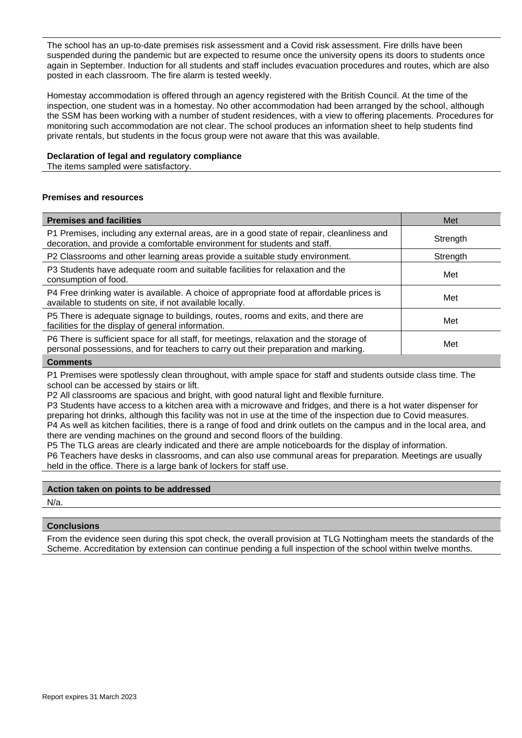The school has an up-to-date premises risk assessment and a Covid risk assessment. Fire drills have been suspended during the pandemic but are expected to resume once the university opens its doors to students once again in September. Induction for all students and staff includes evacuation procedures and routes, which are also posted in each classroom. The fire alarm is tested weekly.

Homestay accommodation is offered through an agency registered with the British Council. At the time of the inspection, one student was in a homestay. No other accommodation had been arranged by the school, although the SSM has been working with a number of student residences, with a view to offering placements. Procedures for monitoring such accommodation are not clear. The school produces an information sheet to help students find private rentals, but students in the focus group were not aware that this was available.

**Declaration of legal and regulatory compliance**

The items sampled were satisfactory.

### Premises and resources

| Premises and facilities | Met |
|---|---|
| P1 Premises, including any external areas, are in a good state of repair, cleanliness and decoration, and provide a comfortable environment for students and staff. | Strength |
| P2 Classrooms and other learning areas provide a suitable study environment. | Strength |
| P3 Students have adequate room and suitable facilities for relaxation and the consumption of food. | Met |
| P4 Free drinking water is available. A choice of appropriate food at affordable prices is available to students on site, if not available locally. | Met |
| P5 There is adequate signage to buildings, routes, rooms and exits, and there are facilities for the display of general information. | Met |
| P6 There is sufficient space for all staff, for meetings, relaxation and the storage of personal possessions, and for teachers to carry out their preparation and marking. | Met |

**Comments**

P1 Premises were spotlessly clean throughout, with ample space for staff and students outside class time. The school can be accessed by stairs or lift.
P2 All classrooms are spacious and bright, with good natural light and flexible furniture.
P3 Students have access to a kitchen area with a microwave and fridges, and there is a hot water dispenser for preparing hot drinks, although this facility was not in use at the time of the inspection due to Covid measures.
P4 As well as kitchen facilities, there is a range of food and drink outlets on the campus and in the local area, and there are vending machines on the ground and second floors of the building.
P5 The TLG areas are clearly indicated and there are ample noticeboards for the display of information.
P6 Teachers have desks in classrooms, and can also use communal areas for preparation. Meetings are usually held in the office. There is a large bank of lockers for staff use.

**Action taken on points to be addressed**

N/a.

**Conclusions**

From the evidence seen during this spot check, the overall provision at TLG Nottingham meets the standards of the Scheme. Accreditation by extension can continue pending a full inspection of the school within twelve months.